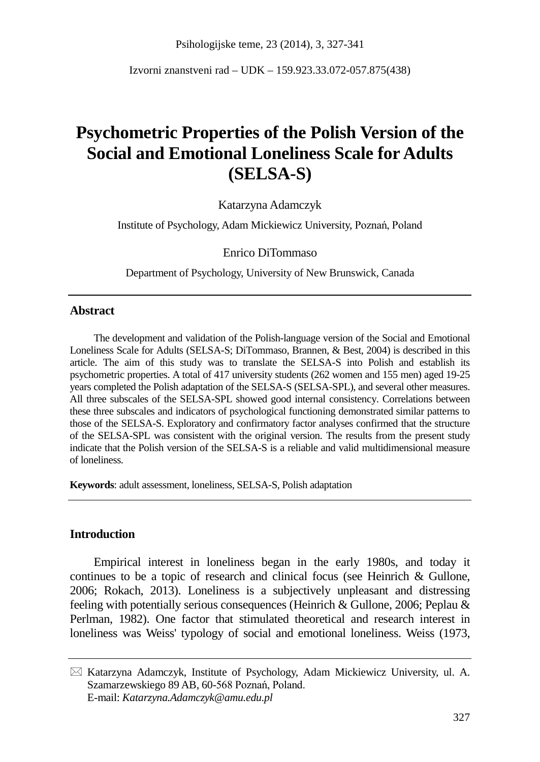Izvorni znanstveni rad – UDK – 159.923.33.072-057.875(438)

# Psychometric Properties of the Polish Version of the Social and Emotional Loneliness Scale for Adults (SELSA-S)

Katarzyna Adamczyk

Institute of Psychology, Adam Mickiewicz University, Poznań, Poland

Enrico DiTommaso

Department of Psychology, University of New Brunswick, Canada

## Abstract

The development and validation of the Polish-language version of the Social and Emotional Loneliness Scale for Adults (SELSA-S; DiTommaso, Brannen, & Best, 2004) is described in this article. The aim of this study was to translate the SELSA-S into Polish and establish its psychometric properties. A total of 417 university students (262 women and 155 men) aged 19-25 years completed the Polish adaptation of the SELSA-S (SELSA-SPL), and several other measures. All three subscales of the SELSA-SPL showed good internal consistency. Correlations between these three subscales and indicators of psychological functioning demonstrated similar patterns to those of the SELSA-S. Exploratory and confirmatory factor analyses confirmed that the structure of the SELSA-SPL was consistent with the original version. The results from the present study indicate that the Polish version of the SELSA-S is a reliable and valid multidimensional measure of loneliness.

**Keywords**: adult assessment, loneliness, SELSA-S, Polish adaptation

## Introduction

Empirical interest in loneliness began in the early 1980s, and today it continues to be a topic of research and clinical focus (see Heinrich & Gullone, 2006; Rokach, 2013). Loneliness is a subjectively unpleasant and distressing feeling with potentially serious consequences (Heinrich & Gullone, 2006; Peplau & Perlman, 1982). One factor that stimulated theoretical and research interest in loneliness was Weiss' typology of social and emotional loneliness. Weiss (1973,

✉ Katarzyna Adamczyk, Institute of Psychology, Adam Mickiewicz University, ul. A. Szamarzewskiego 89 AB, 60-568 Poznań, Poland.
E-mail: *Katarzyna.Adamczyk@amu.edu.pl*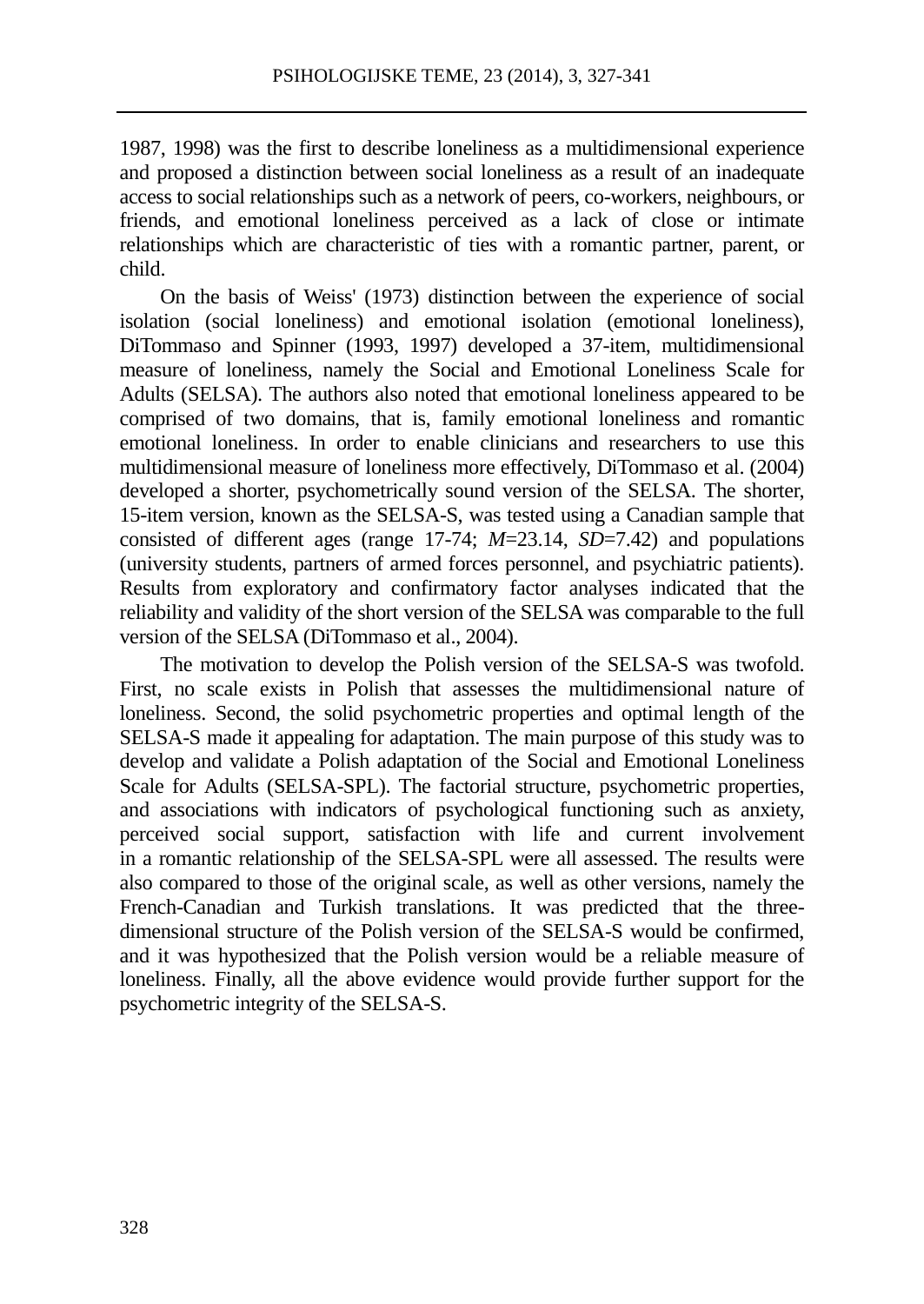1987, 1998) was the first to describe loneliness as a multidimensional experience and proposed a distinction between social loneliness as a result of an inadequate access to social relationships such as a network of peers, co-workers, neighbours, or friends, and emotional loneliness perceived as a lack of close or intimate relationships which are characteristic of ties with a romantic partner, parent, or child.

On the basis of Weiss' (1973) distinction between the experience of social isolation (social loneliness) and emotional isolation (emotional loneliness), DiTommaso and Spinner (1993, 1997) developed a 37-item, multidimensional measure of loneliness, namely the Social and Emotional Loneliness Scale for Adults (SELSA). The authors also noted that emotional loneliness appeared to be comprised of two domains, that is, family emotional loneliness and romantic emotional loneliness. In order to enable clinicians and researchers to use this multidimensional measure of loneliness more effectively, DiTommaso et al. (2004) developed a shorter, psychometrically sound version of the SELSA. The shorter, 15-item version, known as the SELSA-S, was tested using a Canadian sample that consisted of different ages (range 17-74; $M$=23.14, $SD$=7.42) and populations (university students, partners of armed forces personnel, and psychiatric patients). Results from exploratory and confirmatory factor analyses indicated that the reliability and validity of the short version of the SELSA was comparable to the full version of the SELSA (DiTommaso et al., 2004).

The motivation to develop the Polish version of the SELSA-S was twofold. First, no scale exists in Polish that assesses the multidimensional nature of loneliness. Second, the solid psychometric properties and optimal length of the SELSA-S made it appealing for adaptation. The main purpose of this study was to develop and validate a Polish adaptation of the Social and Emotional Loneliness Scale for Adults (SELSA-SPL). The factorial structure, psychometric properties, and associations with indicators of psychological functioning such as anxiety, perceived social support, satisfaction with life and current involvement in a romantic relationship of the SELSA-SPL were all assessed. The results were also compared to those of the original scale, as well as other versions, namely the French-Canadian and Turkish translations. It was predicted that the three-dimensional structure of the Polish version of the SELSA-S would be confirmed, and it was hypothesized that the Polish version would be a reliable measure of loneliness. Finally, all the above evidence would provide further support for the psychometric integrity of the SELSA-S.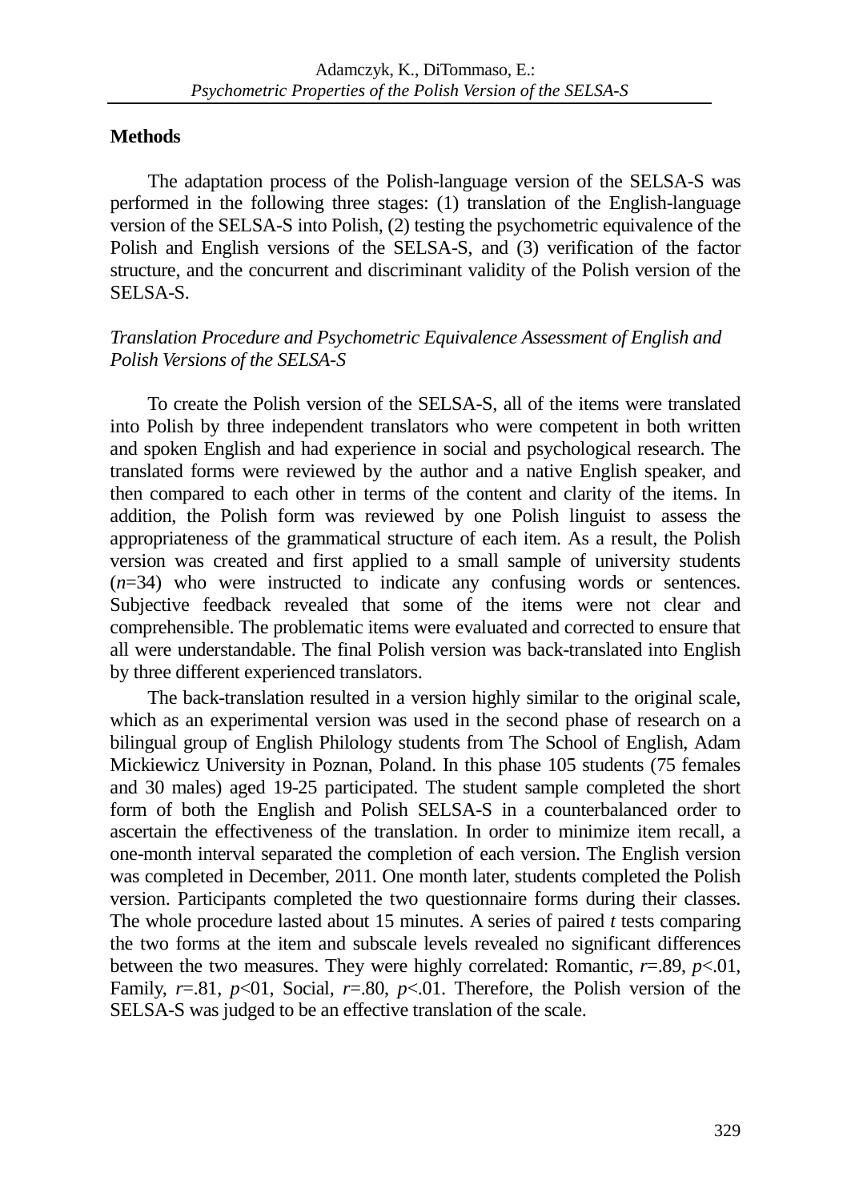## Methods

The adaptation process of the Polish-language version of the SELSA-S was performed in the following three stages: (1) translation of the English-language version of the SELSA-S into Polish, (2) testing the psychometric equivalence of the Polish and English versions of the SELSA-S, and (3) verification of the factor structure, and the concurrent and discriminant validity of the Polish version of the SELSA-S.

### *Translation Procedure and Psychometric Equivalence Assessment of English and Polish Versions of the SELSA-S*

To create the Polish version of the SELSA-S, all of the items were translated into Polish by three independent translators who were competent in both written and spoken English and had experience in social and psychological research. The translated forms were reviewed by the author and a native English speaker, and then compared to each other in terms of the content and clarity of the items. In addition, the Polish form was reviewed by one Polish linguist to assess the appropriateness of the grammatical structure of each item. As a result, the Polish version was created and first applied to a small sample of university students ($n$=34) who were instructed to indicate any confusing words or sentences. Subjective feedback revealed that some of the items were not clear and comprehensible. The problematic items were evaluated and corrected to ensure that all were understandable. The final Polish version was back-translated into English by three different experienced translators.

The back-translation resulted in a version highly similar to the original scale, which as an experimental version was used in the second phase of research on a bilingual group of English Philology students from The School of English, Adam Mickiewicz University in Poznan, Poland. In this phase 105 students (75 females and 30 males) aged 19-25 participated. The student sample completed the short form of both the English and Polish SELSA-S in a counterbalanced order to ascertain the effectiveness of the translation. In order to minimize item recall, a one-month interval separated the completion of each version. The English version was completed in December, 2011. One month later, students completed the Polish version. Participants completed the two questionnaire forms during their classes. The whole procedure lasted about 15 minutes. A series of paired $t$ tests comparing the two forms at the item and subscale levels revealed no significant differences between the two measures. They were highly correlated: Romantic, $r$=.89, $p$<.01, Family, $r$=.81, $p$<01, Social, $r$=.80, $p$<.01. Therefore, the Polish version of the SELSA-S was judged to be an effective translation of the scale.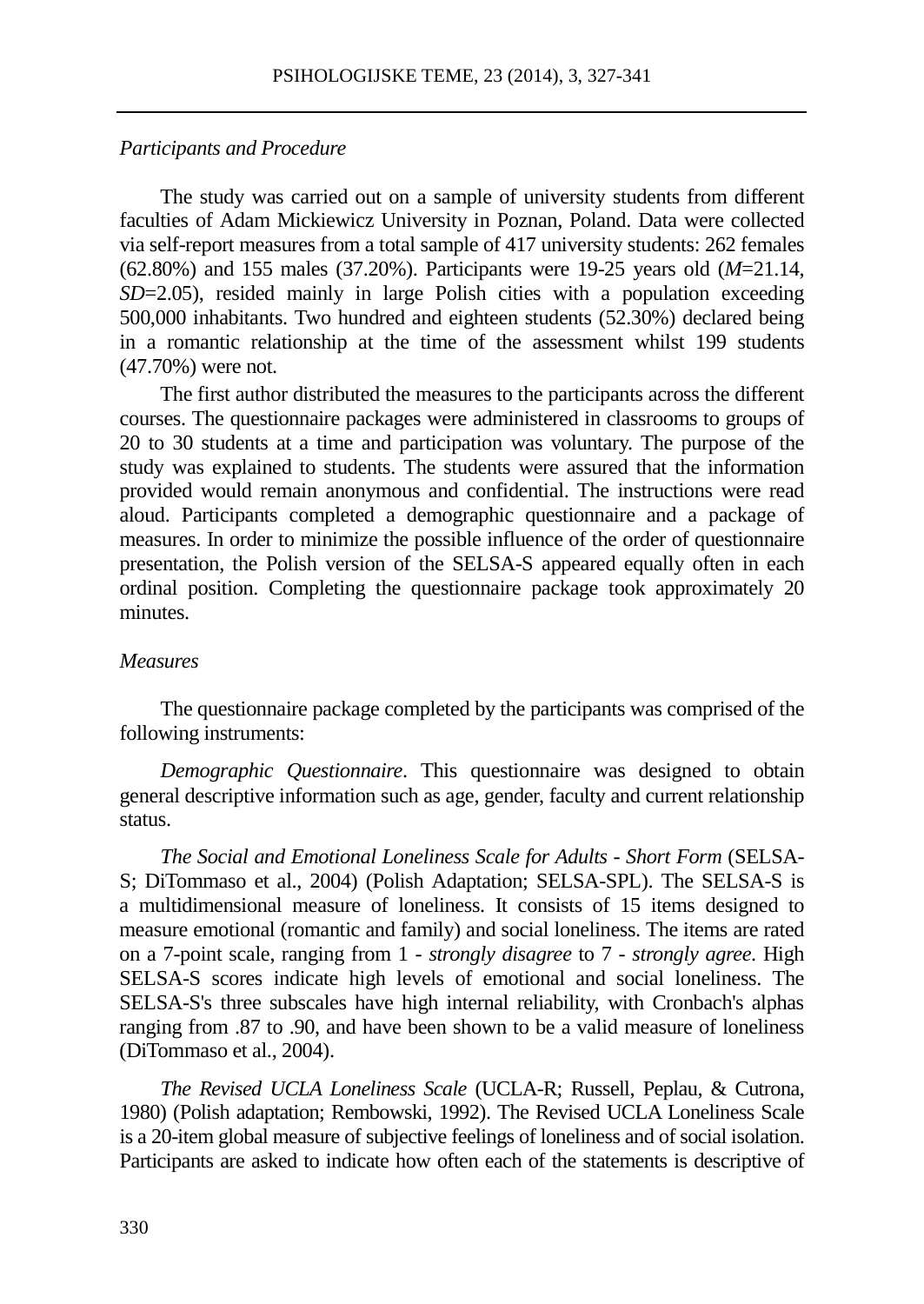*Participants and Procedure*

The study was carried out on a sample of university students from different faculties of Adam Mickiewicz University in Poznan, Poland. Data were collected via self-report measures from a total sample of 417 university students: 262 females (62.80%) and 155 males (37.20%). Participants were 19-25 years old (*M*=21.14, *SD*=2.05), resided mainly in large Polish cities with a population exceeding 500,000 inhabitants. Two hundred and eighteen students (52.30%) declared being in a romantic relationship at the time of the assessment whilst 199 students (47.70%) were not.

The first author distributed the measures to the participants across the different courses. The questionnaire packages were administered in classrooms to groups of 20 to 30 students at a time and participation was voluntary. The purpose of the study was explained to students. The students were assured that the information provided would remain anonymous and confidential. The instructions were read aloud. Participants completed a demographic questionnaire and a package of measures. In order to minimize the possible influence of the order of questionnaire presentation, the Polish version of the SELSA-S appeared equally often in each ordinal position. Completing the questionnaire package took approximately 20 minutes.

*Measures*

The questionnaire package completed by the participants was comprised of the following instruments:

*Demographic Questionnaire*. This questionnaire was designed to obtain general descriptive information such as age, gender, faculty and current relationship status.

*The Social and Emotional Loneliness Scale for Adults - Short Form* (SELSA-S; DiTommaso et al., 2004) (Polish Adaptation; SELSA-SPL). The SELSA-S is a multidimensional measure of loneliness. It consists of 15 items designed to measure emotional (romantic and family) and social loneliness. The items are rated on a 7-point scale, ranging from 1 - *strongly disagree* to 7 - *strongly agree*. High SELSA-S scores indicate high levels of emotional and social loneliness. The SELSA-S's three subscales have high internal reliability, with Cronbach's alphas ranging from .87 to .90, and have been shown to be a valid measure of loneliness (DiTommaso et al., 2004).

*The Revised UCLA Loneliness Scale* (UCLA-R; Russell, Peplau, & Cutrona, 1980) (Polish adaptation; Rembowski, 1992). The Revised UCLA Loneliness Scale is a 20-item global measure of subjective feelings of loneliness and of social isolation. Participants are asked to indicate how often each of the statements is descriptive of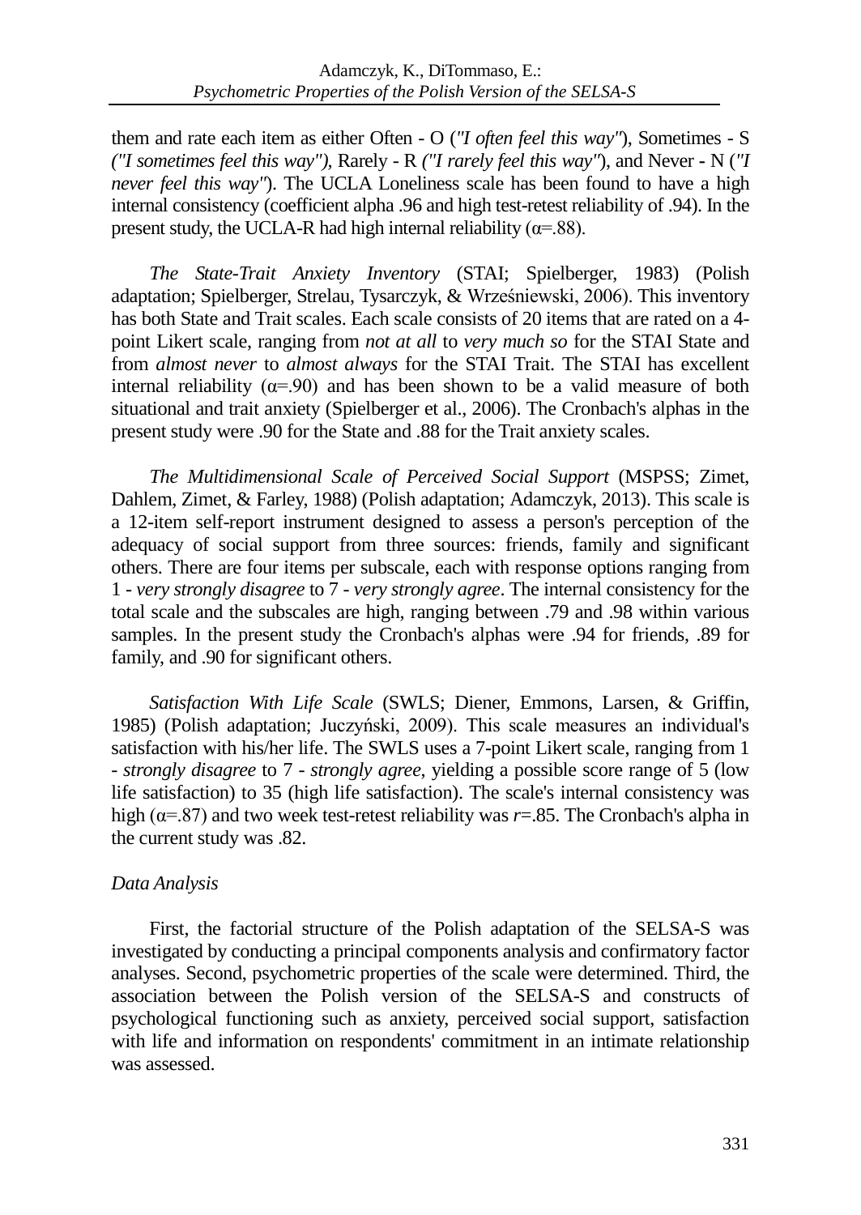them and rate each item as either Often - O (*"I often feel this way"*), Sometimes - S *("I sometimes feel this way")*, Rarely - R *("I rarely feel this way"*), and Never - N (*"I never feel this way"*). The UCLA Loneliness scale has been found to have a high internal consistency (coefficient alpha .96 and high test-retest reliability of .94). In the present study, the UCLA-R had high internal reliability ($\alpha$=.88).

*The State-Trait Anxiety Inventory* (STAI; Spielberger, 1983) (Polish adaptation; Spielberger, Strelau, Tysarczyk, & Wrześniewski, 2006). This inventory has both State and Trait scales. Each scale consists of 20 items that are rated on a 4-point Likert scale, ranging from *not at all* to *very much so* for the STAI State and from *almost never* to *almost always* for the STAI Trait. The STAI has excellent internal reliability ($\alpha$=.90) and has been shown to be a valid measure of both situational and trait anxiety (Spielberger et al., 2006). The Cronbach's alphas in the present study were .90 for the State and .88 for the Trait anxiety scales.

*The Multidimensional Scale of Perceived Social Support* (MSPSS; Zimet, Dahlem, Zimet, & Farley, 1988) (Polish adaptation; Adamczyk, 2013). This scale is a 12-item self-report instrument designed to assess a person's perception of the adequacy of social support from three sources: friends, family and significant others. There are four items per subscale, each with response options ranging from 1 - *very strongly disagree* to 7 - *very strongly agree*. The internal consistency for the total scale and the subscales are high, ranging between .79 and .98 within various samples. In the present study the Cronbach's alphas were .94 for friends, .89 for family, and .90 for significant others.

*Satisfaction With Life Scale* (SWLS; Diener, Emmons, Larsen, & Griffin, 1985) (Polish adaptation; Juczyński, 2009). This scale measures an individual's satisfaction with his/her life. The SWLS uses a 7-point Likert scale, ranging from 1 - *strongly disagree* to 7 - *strongly agree*, yielding a possible score range of 5 (low life satisfaction) to 35 (high life satisfaction). The scale's internal consistency was high ($\alpha$=.87) and two week test-retest reliability was $r$=.85. The Cronbach's alpha in the current study was .82.

*Data Analysis*

First, the factorial structure of the Polish adaptation of the SELSA-S was investigated by conducting a principal components analysis and confirmatory factor analyses. Second, psychometric properties of the scale were determined. Third, the association between the Polish version of the SELSA-S and constructs of psychological functioning such as anxiety, perceived social support, satisfaction with life and information on respondents' commitment in an intimate relationship was assessed.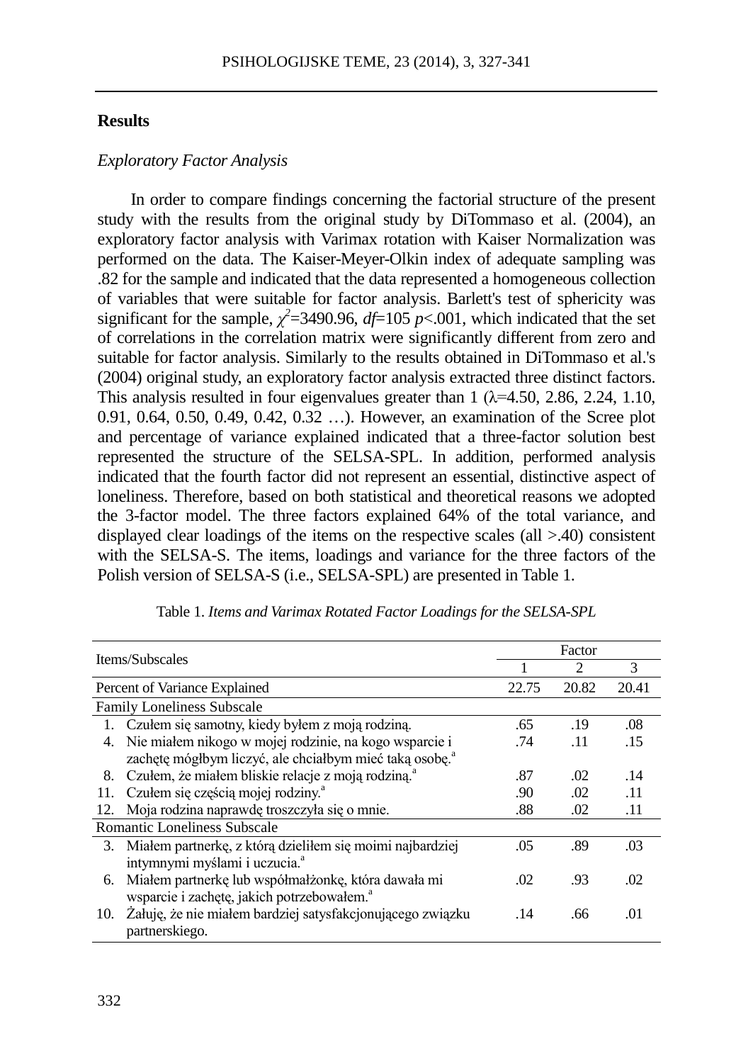## Results

### *Exploratory Factor Analysis*

In order to compare findings concerning the factorial structure of the present study with the results from the original study by DiTommaso et al. (2004), an exploratory factor analysis with Varimax rotation with Kaiser Normalization was performed on the data. The Kaiser-Meyer-Olkin index of adequate sampling was .82 for the sample and indicated that the data represented a homogeneous collection of variables that were suitable for factor analysis. Barlett's test of sphericity was significant for the sample, $\chi^2$=3490.96, *df*=105 *p*<.001, which indicated that the set of correlations in the correlation matrix were significantly different from zero and suitable for factor analysis. Similarly to the results obtained in DiTommaso et al.'s (2004) original study, an exploratory factor analysis extracted three distinct factors. This analysis resulted in four eigenvalues greater than 1 ($\lambda$=4.50, 2.86, 2.24, 1.10, 0.91, 0.64, 0.50, 0.49, 0.42, 0.32 …). However, an examination of the Scree plot and percentage of variance explained indicated that a three-factor solution best represented the structure of the SELSA-SPL. In addition, performed analysis indicated that the fourth factor did not represent an essential, distinctive aspect of loneliness. Therefore, based on both statistical and theoretical reasons we adopted the 3-factor model. The three factors explained 64% of the total variance, and displayed clear loadings of the items on the respective scales (all >.40) consistent with the SELSA-S. The items, loadings and variance for the three factors of the Polish version of SELSA-S (i.e., SELSA-SPL) are presented in Table 1.

Table 1. *Items and Varimax Rotated Factor Loadings for the SELSA-SPL*

| Items/Subscales | Factor | | |
|---|---|---|---|
| | 1 | 2 | 3 |
| Percent of Variance Explained | 22.75 | 20.82 | 20.41 |
| Family Loneliness Subscale | | | |
| 1. Czułem się samotny, kiedy byłem z moją rodziną. | .65 | .19 | .08 |
| 4. Nie miałem nikogo w mojej rodzinie, na kogo wsparcie i zachętę mógłbym liczyć, ale chciałbym mieć taką osobę.[a] | .74 | .11 | .15 |
| 8. Czułem, że miałem bliskie relacje z moją rodziną.[a] | .87 | .02 | .14 |
| 11. Czułem się częścią mojej rodziny.[a] | .90 | .02 | .11 |
| 12. Moja rodzina naprawdę troszczyła się o mnie. | .88 | .02 | .11 |
| Romantic Loneliness Subscale | | | |
| 3. Miałem partnerkę, z którą dzieliłem się moimi najbardziej intymnymi myślami i uczucia.[a] | .05 | .89 | .03 |
| 6. Miałem partnerkę lub współmałżonkę, która dawała mi wsparcie i zachętę, jakich potrzebowałem.[a] | .02 | .93 | .02 |
| 10. Żałuję, że nie miałem bardziej satysfakcjonującego związku partnerskiego. | .14 | .66 | .01 |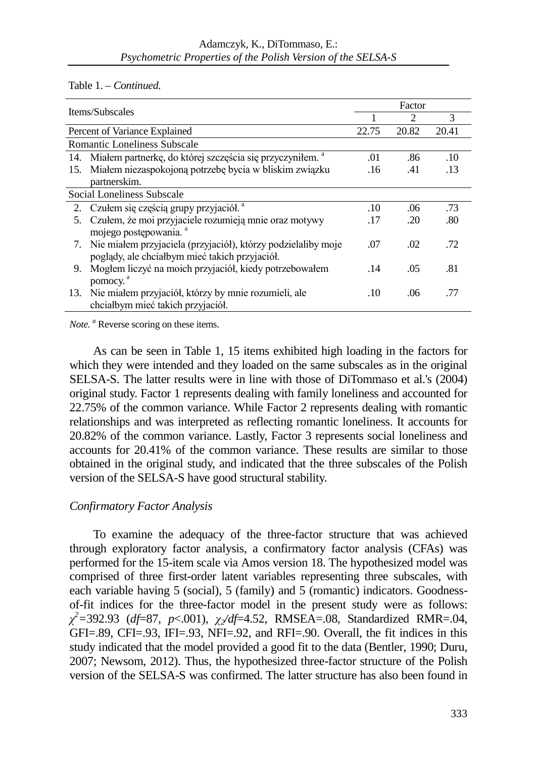Table 1. – *Continued.*

| Items/Subscales | Factor | | |
|---|---|---|---|
| | 1 | 2 | 3 |
| Percent of Variance Explained | 22.75 | 20.82 | 20.41 |
| Romantic Loneliness Subscale | | | |
| 14. Miałem partnerkę, do której szczęścia się przyczyniłem. [a] | .01 | .86 | .10 |
| 15. Miałem niezaspokojoną potrzebę bycia w bliskim związku partnerskim. | .16 | .41 | .13 |
| Social Loneliness Subscale | | | |
| 2. Czułem się częścią grupy przyjaciół. [a] | .10 | .06 | .73 |
| 5. Czułem, że moi przyjaciele rozumieją mnie oraz motywy mojego postępowania. [a] | .17 | .20 | .80 |
| 7. Nie miałem przyjaciela (przyjaciół), którzy podzielaliby moje poglądy, ale chciałbym mieć takich przyjaciół. | .07 | .02 | .72 |
| 9. Mogłem liczyć na moich przyjaciół, kiedy potrzebowałem pomocy. [a] | .14 | .05 | .81 |
| 13. Nie miałem przyjaciół, którzy by mnie rozumieli, ale chciałbym mieć takich przyjaciół. | .10 | .06 | .77 |

*Note.* [a] Reverse scoring on these items.

As can be seen in Table 1, 15 items exhibited high loading in the factors for which they were intended and they loaded on the same subscales as in the original SELSA-S. The latter results were in line with those of DiTommaso et al.'s (2004) original study. Factor 1 represents dealing with family loneliness and accounted for 22.75% of the common variance. While Factor 2 represents dealing with romantic relationships and was interpreted as reflecting romantic loneliness. It accounts for 20.82% of the common variance. Lastly, Factor 3 represents social loneliness and accounts for 20.41% of the common variance. These results are similar to those obtained in the original study, and indicated that the three subscales of the Polish version of the SELSA-S have good structural stability.

*Confirmatory Factor Analysis*

To examine the adequacy of the three-factor structure that was achieved through exploratory factor analysis, a confirmatory factor analysis (CFAs) was performed for the 15-item scale via Amos version 18. The hypothesized model was comprised of three first-order latent variables representing three subscales, with each variable having 5 (social), 5 (family) and 5 (romantic) indicators. Goodness-of-fit indices for the three-factor model in the present study were as follows: $\chi^2$=392.93 (*df*=87, *p*<.001), $\chi_2/df$=4.52, RMSEA=.08, Standardized RMR=.04, GFI=.89, CFI=.93, IFI=.93, NFI=.92, and RFI=.90. Overall, the fit indices in this study indicated that the model provided a good fit to the data (Bentler, 1990; Duru, 2007; Newsom, 2012). Thus, the hypothesized three-factor structure of the Polish version of the SELSA-S was confirmed. The latter structure has also been found in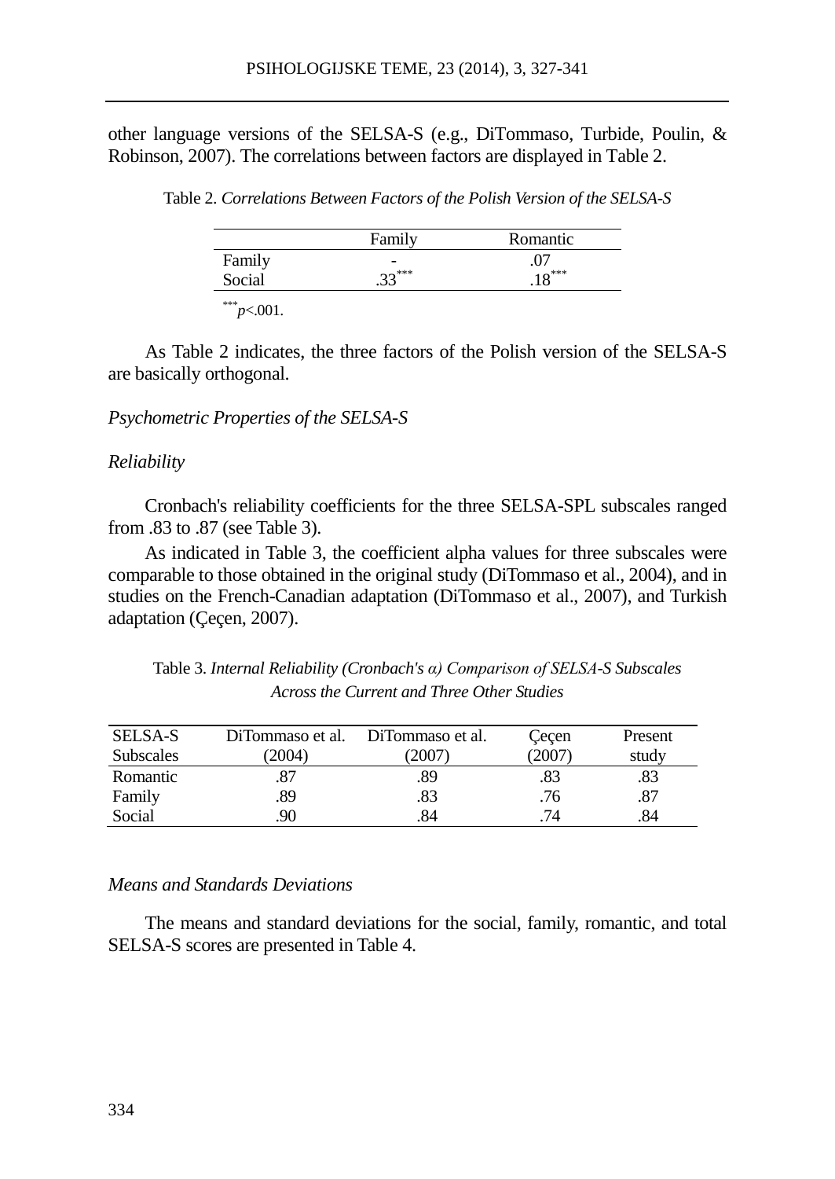other language versions of the SELSA-S (e.g., DiTommaso, Turbide, Poulin, & Robinson, 2007). The correlations between factors are displayed in Table 2.

Table 2. *Correlations Between Factors of the Polish Version of the SELSA-S*

| | Family | Romantic |
|---|---|---|
| Family | - | .07 |
| Social | .33*** | .18*** |

***$p$<.001.

As Table 2 indicates, the three factors of the Polish version of the SELSA-S are basically orthogonal.

*Psychometric Properties of the SELSA-S*

*Reliability*

Cronbach's reliability coefficients for the three SELSA-SPL subscales ranged from .83 to .87 (see Table 3).

As indicated in Table 3, the coefficient alpha values for three subscales were comparable to those obtained in the original study (DiTommaso et al., 2004), and in studies on the French-Canadian adaptation (DiTommaso et al., 2007), and Turkish adaptation (Çeçen, 2007).

Table 3. *Internal Reliability (Cronbach's α) Comparison of SELSA-S Subscales Across the Current and Three Other Studies*

| SELSA-S Subscales | DiTommaso et al. (2004) | DiTommaso et al. (2007) | Çeçen (2007) | Present study |
|---|---|---|---|---|
| Romantic | .87 | .89 | .83 | .83 |
| Family | .89 | .83 | .76 | .87 |
| Social | .90 | .84 | .74 | .84 |

*Means and Standards Deviations*

The means and standard deviations for the social, family, romantic, and total SELSA-S scores are presented in Table 4.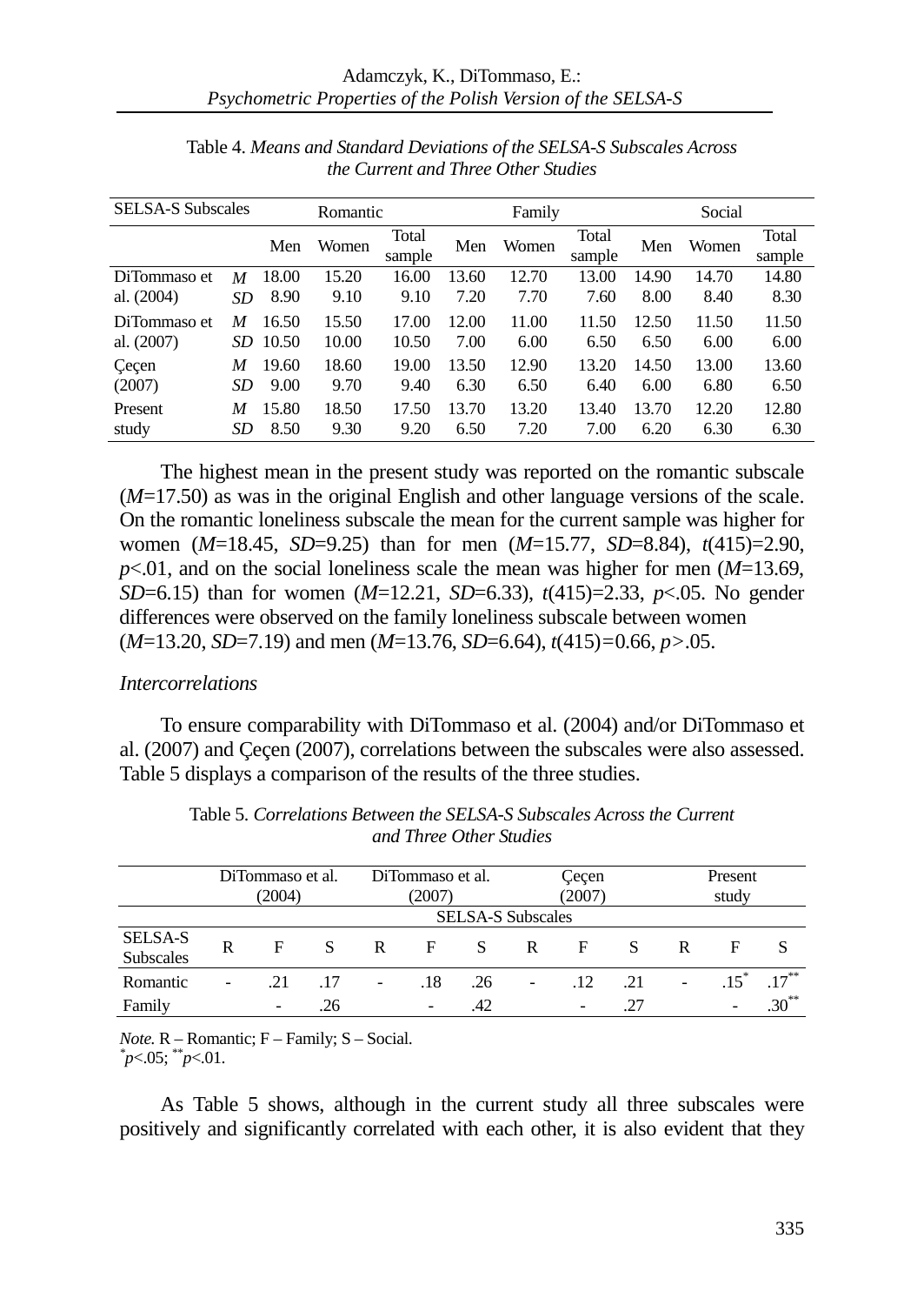Table 4. *Means and Standard Deviations of the SELSA-S Subscales Across the Current and Three Other Studies*

| SELSA-S Subscales | | Romantic | | | Family | | | Social | | |
|---|---|---|---|---|---|---|---|---|---|---|
| | | Men | Women | Total sample | Men | Women | Total sample | Men | Women | Total sample |
| DiTommaso et al. (2004) | *M* | 18.00 | 15.20 | 16.00 | 13.60 | 12.70 | 13.00 | 14.90 | 14.70 | 14.80 |
| | *SD* | 8.90 | 9.10 | 9.10 | 7.20 | 7.70 | 7.60 | 8.00 | 8.40 | 8.30 |
| DiTommaso et al. (2007) | *M* | 16.50 | 15.50 | 17.00 | 12.00 | 11.00 | 11.50 | 12.50 | 11.50 | 11.50 |
| | *SD* | 10.50 | 10.00 | 10.50 | 7.00 | 6.00 | 6.50 | 6.50 | 6.00 | 6.00 |
| Çeçen (2007) | *M* | 19.60 | 18.60 | 19.00 | 13.50 | 12.90 | 13.20 | 14.50 | 13.00 | 13.60 |
| | *SD* | 9.00 | 9.70 | 9.40 | 6.30 | 6.50 | 6.40 | 6.00 | 6.80 | 6.50 |
| Present study | *M* | 15.80 | 18.50 | 17.50 | 13.70 | 13.20 | 13.40 | 13.70 | 12.20 | 12.80 |
| | *SD* | 8.50 | 9.30 | 9.20 | 6.50 | 7.20 | 7.00 | 6.20 | 6.30 | 6.30 |

The highest mean in the present study was reported on the romantic subscale ($M$=17.50) as was in the original English and other language versions of the scale. On the romantic loneliness subscale the mean for the current sample was higher for women ($M$=18.45, $SD$=9.25) than for men ($M$=15.77, $SD$=8.84), $t(415)$=2.90, $p$<.01, and on the social loneliness scale the mean was higher for men ($M$=13.69, $SD$=6.15) than for women ($M$=12.21, $SD$=6.33), $t(415)$=2.33, $p$<.05. No gender differences were observed on the family loneliness subscale between women ($M$=13.20, $SD$=7.19) and men ($M$=13.76, $SD$=6.64), $t(415)$=0.66, $p$>.05.

### *Intercorrelations*

To ensure comparability with DiTommaso et al. (2004) and/or DiTommaso et al. (2007) and Çeçen (2007), correlations between the subscales were also assessed. Table 5 displays a comparison of the results of the three studies.

Table 5. *Correlations Between the SELSA-S Subscales Across the Current and Three Other Studies*

| | DiTommaso et al. (2004) | | | DiTommaso et al. (2007) | | | Çeçen (2007) | | | Present study | | |
|---|---|---|---|---|---|---|---|---|---|---|---|---|
| | SELSA-S Subscales | | | | | | | | | | | |
| SELSA-S Subscales | R | F | S | R | F | S | R | F | S | R | F | S |
| Romantic | - | .21 | .17 | - | .18 | .26 | - | .12 | .21 | - | .15* | .17** |
| Family | | - | .26 | | - | .42 | | - | .27 | | - | .30** |

*Note.* R – Romantic; F – Family; S – Social.
*$p$<.05; **$p$<.01.

As Table 5 shows, although in the current study all three subscales were positively and significantly correlated with each other, it is also evident that they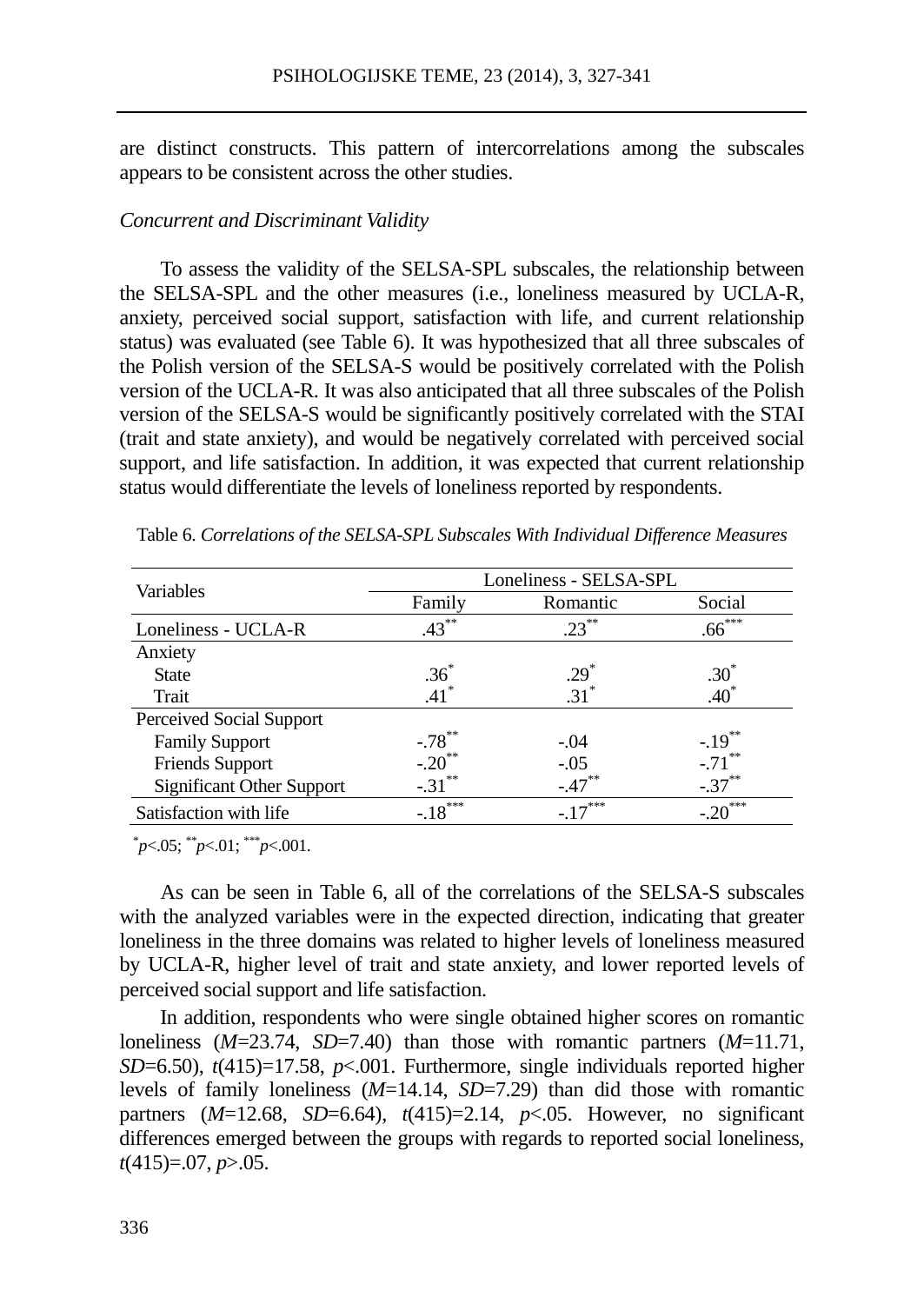are distinct constructs. This pattern of intercorrelations among the subscales appears to be consistent across the other studies.

*Concurrent and Discriminant Validity*

To assess the validity of the SELSA-SPL subscales, the relationship between the SELSA-SPL and the other measures (i.e., loneliness measured by UCLA-R, anxiety, perceived social support, satisfaction with life, and current relationship status) was evaluated (see Table 6). It was hypothesized that all three subscales of the Polish version of the SELSA-S would be positively correlated with the Polish version of the UCLA-R. It was also anticipated that all three subscales of the Polish version of the SELSA-S would be significantly positively correlated with the STAI (trait and state anxiety), and would be negatively correlated with perceived social support, and life satisfaction. In addition, it was expected that current relationship status would differentiate the levels of loneliness reported by respondents.

Table 6. *Correlations of the SELSA-SPL Subscales With Individual Difference Measures*

| Variables | Loneliness - SELSA-SPL | | |
|---|---|---|---|
| | Family | Romantic | Social |
| Loneliness - UCLA-R | $.43^{**}$ | $.23^{**}$ | $.66^{***}$ |
| Anxiety | | | |
| State | $.36^{*}$ | $.29^{*}$ | $.30^{*}$ |
| Trait | $.41^{*}$ | $.31^{*}$ | $.40^{*}$ |
| Perceived Social Support | | | |
| Family Support | $-.78^{**}$ | $-.04$ | $-.19^{**}$ |
| Friends Support | $-.20^{**}$ | $-.05$ | $-.71^{**}$ |
| Significant Other Support | $-.31^{**}$ | $-.47^{**}$ | $-.37^{**}$ |
| Satisfaction with life | $-.18^{***}$ | $-.17^{***}$ | $-.20^{***}$ |

$^{*}p<.05$; $^{**}p<.01$; $^{***}p<.001$.

As can be seen in Table 6, all of the correlations of the SELSA-S subscales with the analyzed variables were in the expected direction, indicating that greater loneliness in the three domains was related to higher levels of loneliness measured by UCLA-R, higher level of trait and state anxiety, and lower reported levels of perceived social support and life satisfaction.

In addition, respondents who were single obtained higher scores on romantic loneliness ($M$=23.74, $SD$=7.40) than those with romantic partners ($M$=11.71, $SD$=6.50), $t(415)=17.58$, $p<.001$. Furthermore, single individuals reported higher levels of family loneliness ($M$=14.14, $SD$=7.29) than did those with romantic partners ($M$=12.68, $SD$=6.64), $t(415)=2.14$, $p<.05$. However, no significant differences emerged between the groups with regards to reported social loneliness, $t(415)=.07$, $p>.05$.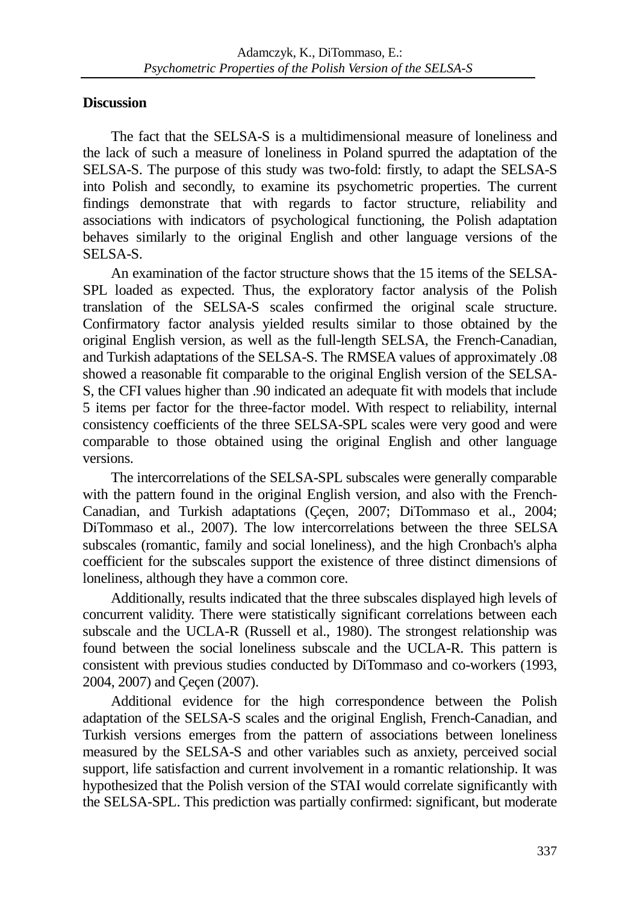## Discussion

The fact that the SELSA-S is a multidimensional measure of loneliness and the lack of such a measure of loneliness in Poland spurred the adaptation of the SELSA-S. The purpose of this study was two-fold: firstly, to adapt the SELSA-S into Polish and secondly, to examine its psychometric properties. The current findings demonstrate that with regards to factor structure, reliability and associations with indicators of psychological functioning, the Polish adaptation behaves similarly to the original English and other language versions of the SELSA-S.

An examination of the factor structure shows that the 15 items of the SELSA-SPL loaded as expected. Thus, the exploratory factor analysis of the Polish translation of the SELSA-S scales confirmed the original scale structure. Confirmatory factor analysis yielded results similar to those obtained by the original English version, as well as the full-length SELSA, the French-Canadian, and Turkish adaptations of the SELSA-S. The RMSEA values of approximately .08 showed a reasonable fit comparable to the original English version of the SELSA-S, the CFI values higher than .90 indicated an adequate fit with models that include 5 items per factor for the three-factor model. With respect to reliability, internal consistency coefficients of the three SELSA-SPL scales were very good and were comparable to those obtained using the original English and other language versions.

The intercorrelations of the SELSA-SPL subscales were generally comparable with the pattern found in the original English version, and also with the French-Canadian, and Turkish adaptations (Çeçen, 2007; DiTommaso et al., 2004; DiTommaso et al., 2007). The low intercorrelations between the three SELSA subscales (romantic, family and social loneliness), and the high Cronbach's alpha coefficient for the subscales support the existence of three distinct dimensions of loneliness, although they have a common core.

Additionally, results indicated that the three subscales displayed high levels of concurrent validity. There were statistically significant correlations between each subscale and the UCLA-R (Russell et al., 1980). The strongest relationship was found between the social loneliness subscale and the UCLA-R. This pattern is consistent with previous studies conducted by DiTommaso and co-workers (1993, 2004, 2007) and Çeçen (2007).

Additional evidence for the high correspondence between the Polish adaptation of the SELSA-S scales and the original English, French-Canadian, and Turkish versions emerges from the pattern of associations between loneliness measured by the SELSA-S and other variables such as anxiety, perceived social support, life satisfaction and current involvement in a romantic relationship. It was hypothesized that the Polish version of the STAI would correlate significantly with the SELSA-SPL. This prediction was partially confirmed: significant, but moderate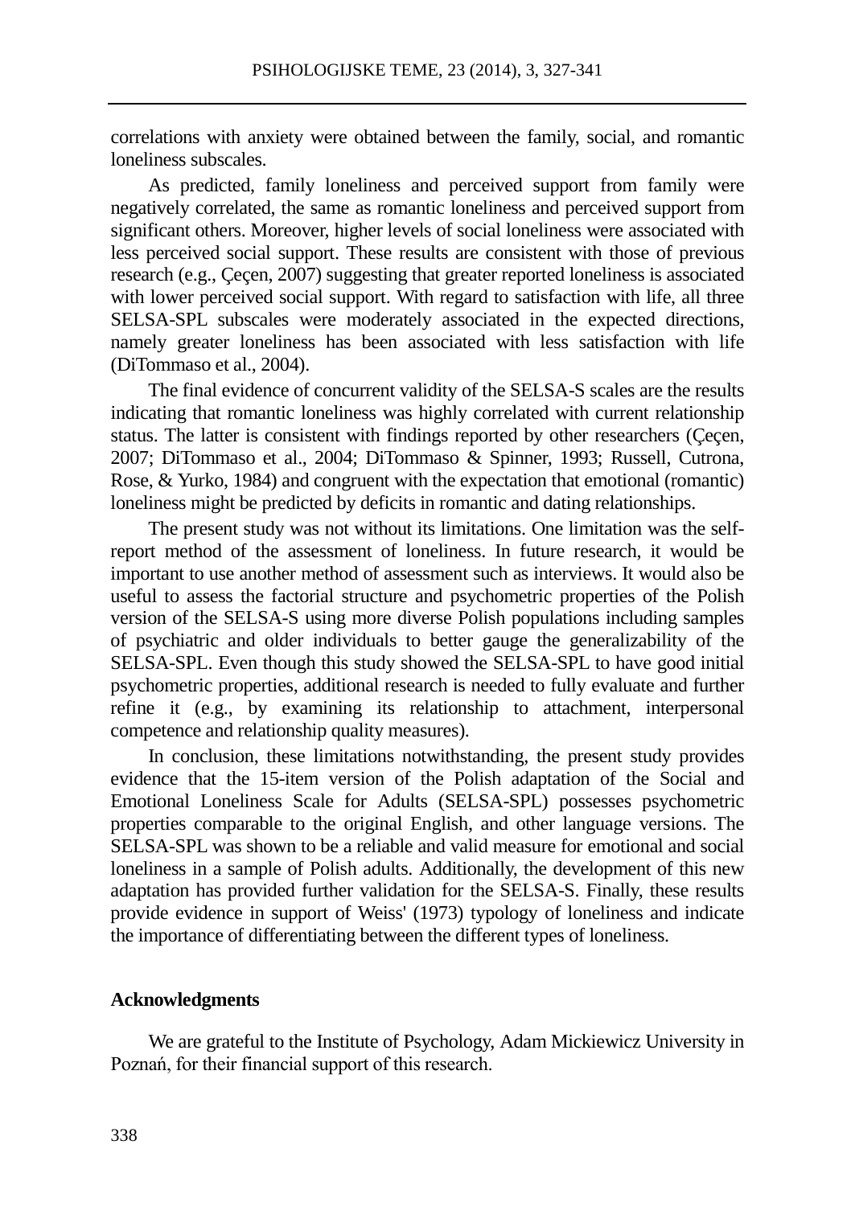correlations with anxiety were obtained between the family, social, and romantic loneliness subscales.

As predicted, family loneliness and perceived support from family were negatively correlated, the same as romantic loneliness and perceived support from significant others. Moreover, higher levels of social loneliness were associated with less perceived social support. These results are consistent with those of previous research (e.g., Çeçen, 2007) suggesting that greater reported loneliness is associated with lower perceived social support. With regard to satisfaction with life, all three SELSA-SPL subscales were moderately associated in the expected directions, namely greater loneliness has been associated with less satisfaction with life (DiTommaso et al., 2004).

The final evidence of concurrent validity of the SELSA-S scales are the results indicating that romantic loneliness was highly correlated with current relationship status. The latter is consistent with findings reported by other researchers (Çeçen, 2007; DiTommaso et al., 2004; DiTommaso & Spinner, 1993; Russell, Cutrona, Rose, & Yurko, 1984) and congruent with the expectation that emotional (romantic) loneliness might be predicted by deficits in romantic and dating relationships.

The present study was not without its limitations. One limitation was the self-report method of the assessment of loneliness. In future research, it would be important to use another method of assessment such as interviews. It would also be useful to assess the factorial structure and psychometric properties of the Polish version of the SELSA-S using more diverse Polish populations including samples of psychiatric and older individuals to better gauge the generalizability of the SELSA-SPL. Even though this study showed the SELSA-SPL to have good initial psychometric properties, additional research is needed to fully evaluate and further refine it (e.g., by examining its relationship to attachment, interpersonal competence and relationship quality measures).

In conclusion, these limitations notwithstanding, the present study provides evidence that the 15-item version of the Polish adaptation of the Social and Emotional Loneliness Scale for Adults (SELSA-SPL) possesses psychometric properties comparable to the original English, and other language versions. The SELSA-SPL was shown to be a reliable and valid measure for emotional and social loneliness in a sample of Polish adults. Additionally, the development of this new adaptation has provided further validation for the SELSA-S. Finally, these results provide evidence in support of Weiss' (1973) typology of loneliness and indicate the importance of differentiating between the different types of loneliness.

## Acknowledgments

We are grateful to the Institute of Psychology, Adam Mickiewicz University in Poznań, for their financial support of this research.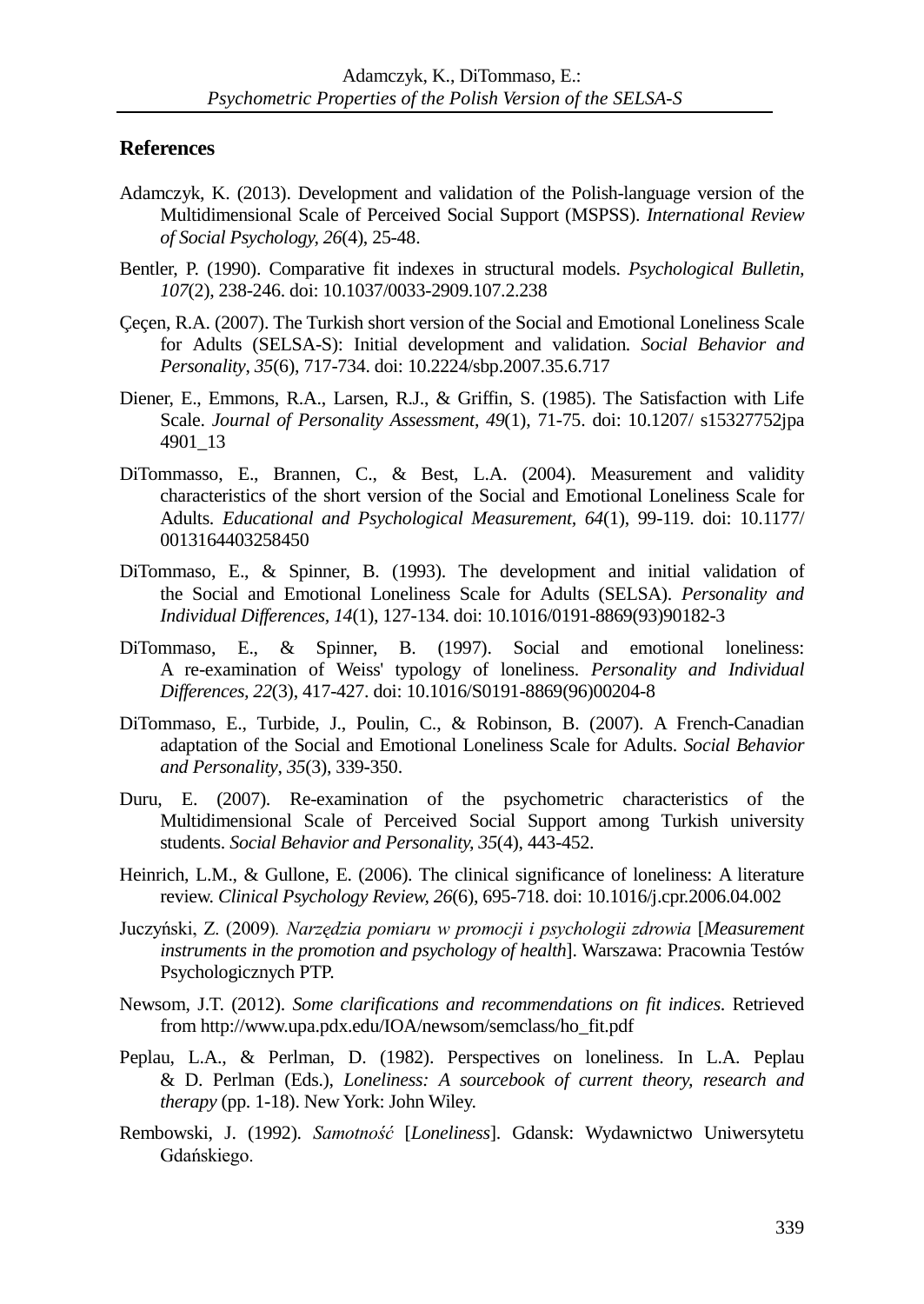## References

Adamczyk, K. (2013). Development and validation of the Polish-language version of the Multidimensional Scale of Perceived Social Support (MSPSS). *International Review of Social Psychology, 26*(4), 25-48.

Bentler, P. (1990). Comparative fit indexes in structural models. *Psychological Bulletin, 107*(2), 238-246. doi: 10.1037/0033-2909.107.2.238

Çeçen, R.A. (2007). The Turkish short version of the Social and Emotional Loneliness Scale for Adults (SELSA-S): Initial development and validation. *Social Behavior and Personality, 35*(6), 717-734. doi: 10.2224/sbp.2007.35.6.717

Diener, E., Emmons, R.A., Larsen, R.J., & Griffin, S. (1985). The Satisfaction with Life Scale. *Journal of Personality Assessment, 49*(1), 71-75. doi: 10.1207/ s15327752jpa 4901_13

DiTommasso, E., Brannen, C., & Best, L.A. (2004). Measurement and validity characteristics of the short version of the Social and Emotional Loneliness Scale for Adults. *Educational and Psychological Measurement, 64*(1), 99-119. doi: 10.1177/ 0013164403258450

DiTommaso, E., & Spinner, B. (1993). The development and initial validation of the Social and Emotional Loneliness Scale for Adults (SELSA). *Personality and Individual Differences, 14*(1), 127-134. doi: 10.1016/0191-8869(93)90182-3

DiTommaso, E., & Spinner, B. (1997). Social and emotional loneliness: A re-examination of Weiss' typology of loneliness. *Personality and Individual Differences, 22*(3), 417-427. doi: 10.1016/S0191-8869(96)00204-8

DiTommaso, E., Turbide, J., Poulin, C., & Robinson, B. (2007). A French-Canadian adaptation of the Social and Emotional Loneliness Scale for Adults. *Social Behavior and Personality, 35*(3), 339-350.

Duru, E. (2007). Re-examination of the psychometric characteristics of the Multidimensional Scale of Perceived Social Support among Turkish university students. *Social Behavior and Personality, 35*(4), 443-452.

Heinrich, L.M., & Gullone, E. (2006). The clinical significance of loneliness: A literature review. *Clinical Psychology Review, 26*(6), 695-718. doi: 10.1016/j.cpr.2006.04.002

Juczyński, Z. (2009). *Narzędzia pomiaru w promocji i psychologii zdrowia* [*Measurement instruments in the promotion and psychology of health*]. Warszawa: Pracownia Testów Psychologicznych PTP.

Newsom, J.T. (2012). *Some clarifications and recommendations on fit indices*. Retrieved from http://www.upa.pdx.edu/IOA/newsom/semclass/ho_fit.pdf

Peplau, L.A., & Perlman, D. (1982). Perspectives on loneliness. In L.A. Peplau & D. Perlman (Eds.), *Loneliness: A sourcebook of current theory, research and therapy* (pp. 1-18). New York: John Wiley.

Rembowski, J. (1992). *Samotność* [*Loneliness*]. Gdansk: Wydawnictwo Uniwersytetu Gdańskiego.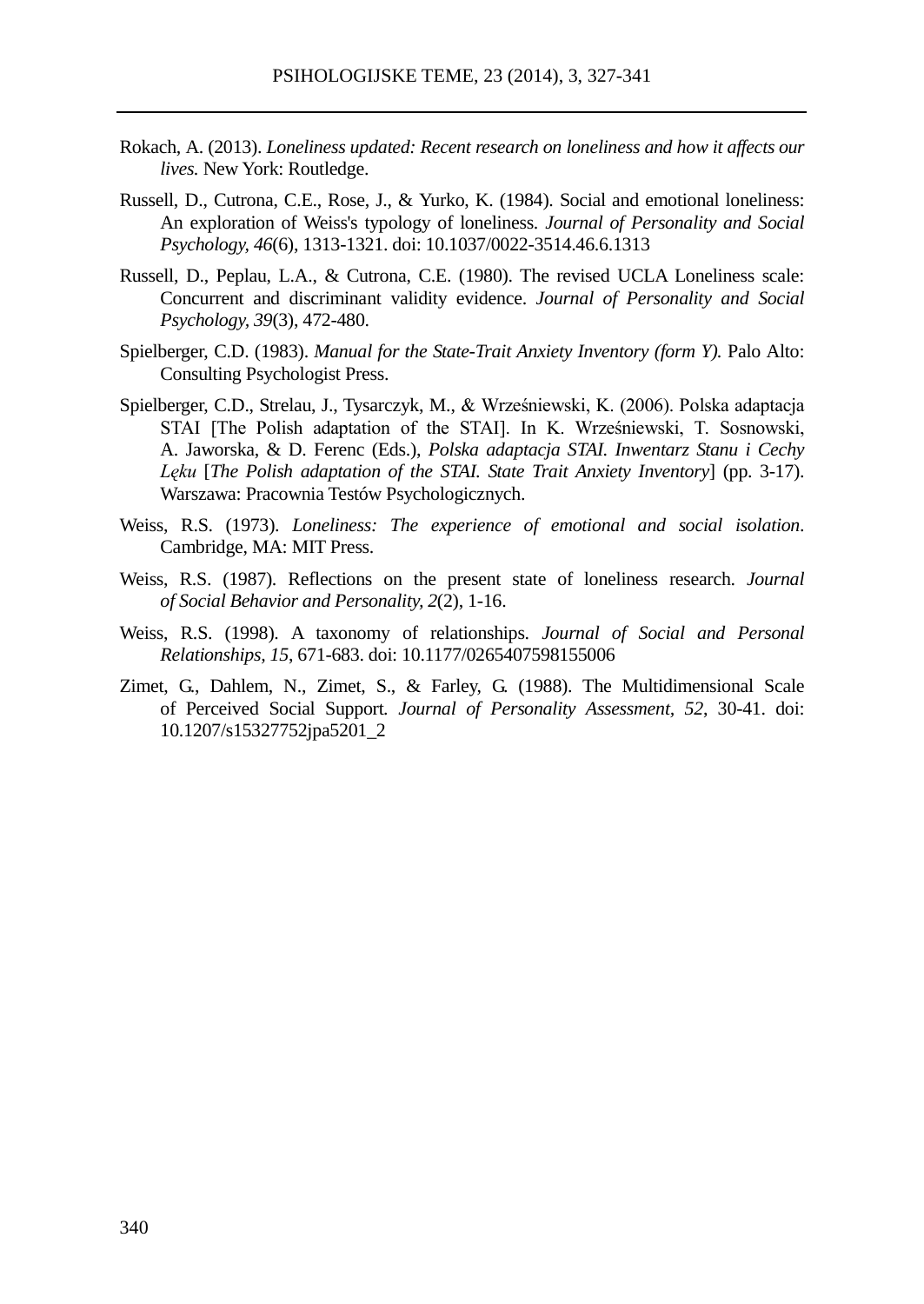Rokach, A. (2013). *Loneliness updated: Recent research on loneliness and how it affects our lives.* New York: Routledge.

Russell, D., Cutrona, C.E., Rose, J., & Yurko, K. (1984). Social and emotional loneliness: An exploration of Weiss's typology of loneliness. *Journal of Personality and Social Psychology, 46*(6), 1313-1321. doi: 10.1037/0022-3514.46.6.1313

Russell, D., Peplau, L.A., & Cutrona, C.E. (1980). The revised UCLA Loneliness scale: Concurrent and discriminant validity evidence. *Journal of Personality and Social Psychology*, *39*(3), 472-480.

Spielberger, C.D. (1983). *Manual for the State-Trait Anxiety Inventory (form Y).* Palo Alto: Consulting Psychologist Press.

Spielberger, C.D., Strelau, J., Tysarczyk, M., & Wrześniewski, K. (2006). Polska adaptacja STAI [The Polish adaptation of the STAI]. In K. Wrześniewski, T. Sosnowski, A. Jaworska, & D. Ferenc (Eds.), *Polska adaptacja STAI. Inwentarz Stanu i Cechy Lęku* [*The Polish adaptation of the STAI. State Trait Anxiety Inventory*] (pp. 3-17). Warszawa: Pracownia Testów Psychologicznych.

Weiss, R.S. (1973). *Loneliness: The experience of emotional and social isolation*. Cambridge, MA: MIT Press.

Weiss, R.S. (1987). Reflections on the present state of loneliness research. *Journal of Social Behavior and Personality, 2*(2), 1-16.

Weiss, R.S. (1998). A taxonomy of relationships. *Journal of Social and Personal Relationships, 15*, 671-683. doi: 10.1177/0265407598155006

Zimet, G., Dahlem, N., Zimet, S., & Farley, G. (1988). The Multidimensional Scale of Perceived Social Support. *Journal of Personality Assessment, 52*, 30-41. doi: 10.1207/s15327752jpa5201_2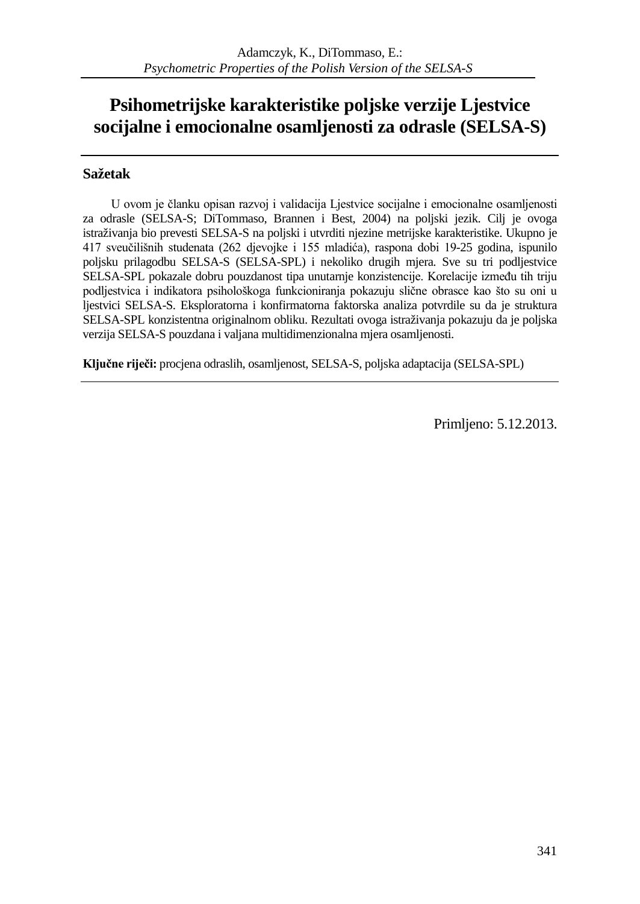# Psihometrijske karakteristike poljske verzije Ljestvice socijalne i emocionalne osamljenosti za odrasle (SELSA-S)

## Sažetak

U ovom je članku opisan razvoj i validacija Ljestvice socijalne i emocionalne osamljenosti za odrasle (SELSA-S; DiTommaso, Brannen i Best, 2004) na poljski jezik. Cilj je ovoga istraživanja bio prevesti SELSA-S na poljski i utvrditi njezine metrijske karakteristike. Ukupno je 417 sveučilišnih studenata (262 djevojke i 155 mladića), raspona dobi 19-25 godina, ispunilo poljsku prilagodbu SELSA-S (SELSA-SPL) i nekoliko drugih mjera. Sve su tri podljestvice SELSA-SPL pokazale dobru pouzdanost tipa unutarnje konzistencije. Korelacije između tih triju podljestvica i indikatora psihološkoga funkcioniranja pokazuju slične obrasce kao što su oni u ljestvici SELSA-S. Eksploratorna i konfirmatorna faktorska analiza potvrdile su da je struktura SELSA-SPL konzistentna originalnom obliku. Rezultati ovoga istraživanja pokazuju da je poljska verzija SELSA-S pouzdana i valjana multidimenzionalna mjera osamljenosti.

**Ključne riječi:** procjena odraslih, osamljenost, SELSA-S, poljska adaptacija (SELSA-SPL)

Primljeno: 5.12.2013.